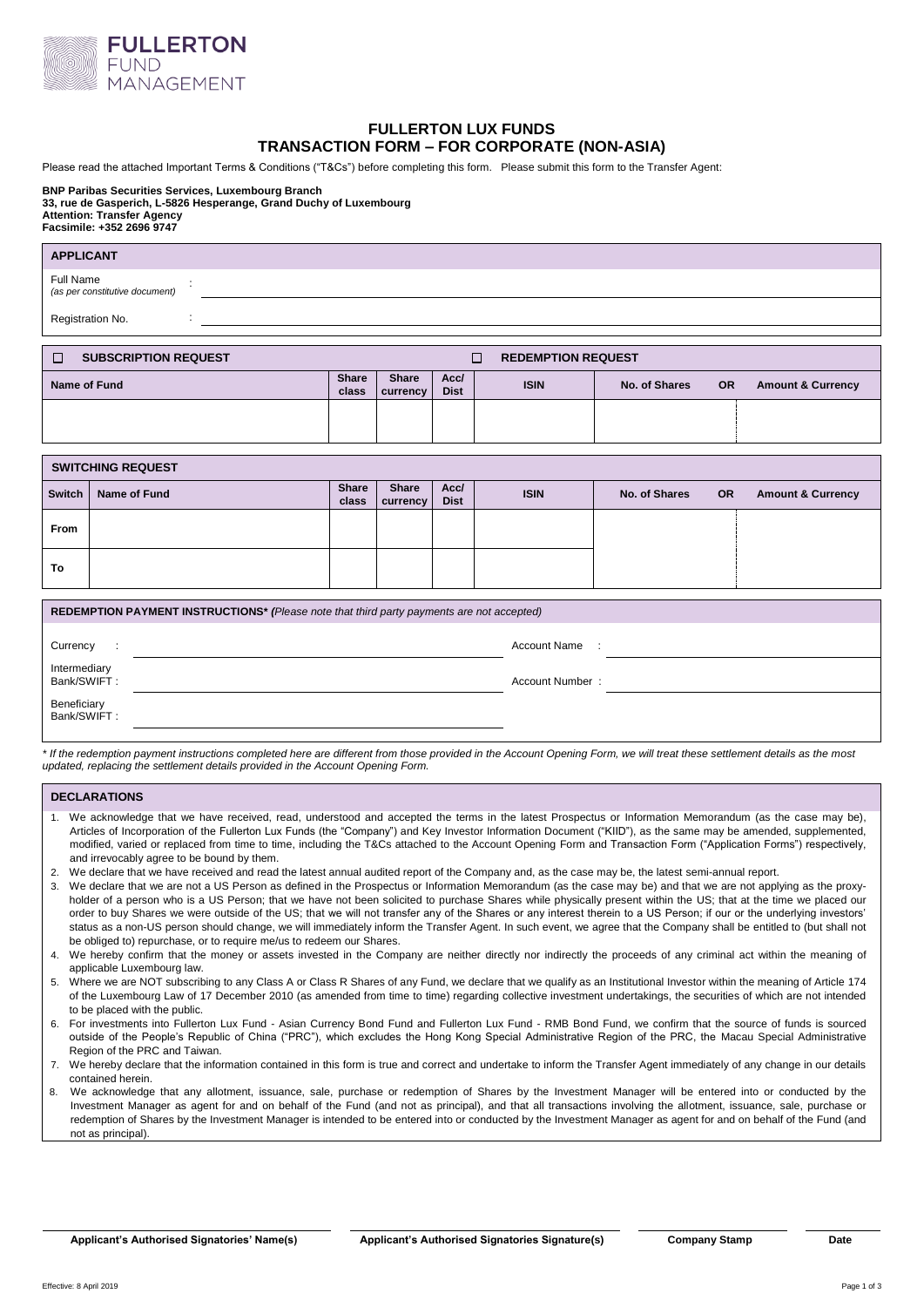FULLERTON FUND MANAGEMENT

# FULLERTON LUX FUNDS
# TRANSACTION FORM – FOR CORPORATE (NON-ASIA)

Please read the attached Important Terms & Conditions ("T&Cs") before completing this form. Please submit this form to the Transfer Agent:

**BNP Paribas Securities Services, Luxembourg Branch**
**33, rue de Gasperich, L-5826 Hesperange, Grand Duchy of Luxembourg**
**Attention: Transfer Agency**
**Facsimile: +352 2696 9747**

## APPLICANT

Full Name *(as per constitutive document)* : ______________________________

Registration No. : ______________________________

☐ **SUBSCRIPTION REQUEST** ☐ **REDEMPTION REQUEST**

| Name of Fund | Share class | Share currency | Acc/ Dist | ISIN | No. of Shares | OR | Amount & Currency |
|---|---|---|---|---|---|---|---|
| | | | | | | | |

## SWITCHING REQUEST

| Switch | Name of Fund | Share class | Share currency | Acc/ Dist | ISIN | No. of Shares | OR | Amount & Currency |
|---|---|---|---|---|---|---|---|---|
| From | | | | | | | | |
| To | | | | | | | | |

## REDEMPTION PAYMENT INSTRUCTIONS* *(Please note that third party payments are not accepted)*

Currency : ______________________________

Intermediary Bank/SWIFT : ______________________________

Beneficiary Bank/SWIFT : ______________________________

Account Name : ______________________________

Account Number : ______________________________

*\* If the redemption payment instructions completed here are different from those provided in the Account Opening Form, we will treat these settlement details as the most updated, replacing the settlement details provided in the Account Opening Form.*

## DECLARATIONS

1. We acknowledge that we have received, read, understood and accepted the terms in the latest Prospectus or Information Memorandum (as the case may be), Articles of Incorporation of the Fullerton Lux Funds (the "Company") and Key Investor Information Document ("KIID"), as the same may be amended, supplemented, modified, varied or replaced from time to time, including the T&Cs attached to the Account Opening Form and Transaction Form ("Application Forms") respectively, and irrevocably agree to be bound by them.
2. We declare that we have received and read the latest annual audited report of the Company and, as the case may be, the latest semi-annual report.
3. We declare that we are not a US Person as defined in the Prospectus or Information Memorandum (as the case may be) and that we are not applying as the proxy-holder of a person who is a US Person; that we have not been solicited to purchase Shares while physically present within the US; that at the time we placed our order to buy Shares we were outside of the US; that we will not transfer any of the Shares or any interest therein to a US Person; if our or the underlying investors' status as a non-US person should change, we will immediately inform the Transfer Agent. In such event, we agree that the Company shall be entitled to (but shall not be obliged to) repurchase, or to require me/us to redeem our Shares.
4. We hereby confirm that the money or assets invested in the Company are neither directly nor indirectly the proceeds of any criminal act within the meaning of applicable Luxembourg law.
5. Where we are NOT subscribing to any Class A or Class R Shares of any Fund, we declare that we qualify as an Institutional Investor within the meaning of Article 174 of the Luxembourg Law of 17 December 2010 (as amended from time to time) regarding collective investment undertakings, the securities of which are not intended to be placed with the public.
6. For investments into Fullerton Lux Fund - Asian Currency Bond Fund and Fullerton Lux Fund - RMB Bond Fund, we confirm that the source of funds is sourced outside of the People's Republic of China ("PRC"), which excludes the Hong Kong Special Administrative Region of the PRC, the Macau Special Administrative Region of the PRC and Taiwan.
7. We hereby declare that the information contained in this form is true and correct and undertake to inform the Transfer Agent immediately of any change in our details contained herein.
8. We acknowledge that any allotment, issuance, sale, purchase or redemption of Shares by the Investment Manager will be entered into or conducted by the Investment Manager as agent for and on behalf of the Fund (and not as principal), and that all transactions involving the allotment, issuance, sale, purchase or redemption of Shares by the Investment Manager is intended to be entered into or conducted by the Investment Manager as agent for and on behalf of the Fund (and not as principal).

| **Applicant's Authorised Signatories' Name(s)** | **Applicant's Authorised Signatories Signature(s)** | **Company Stamp** | **Date** |
|---|---|---|---|

Effective: 8 April 2019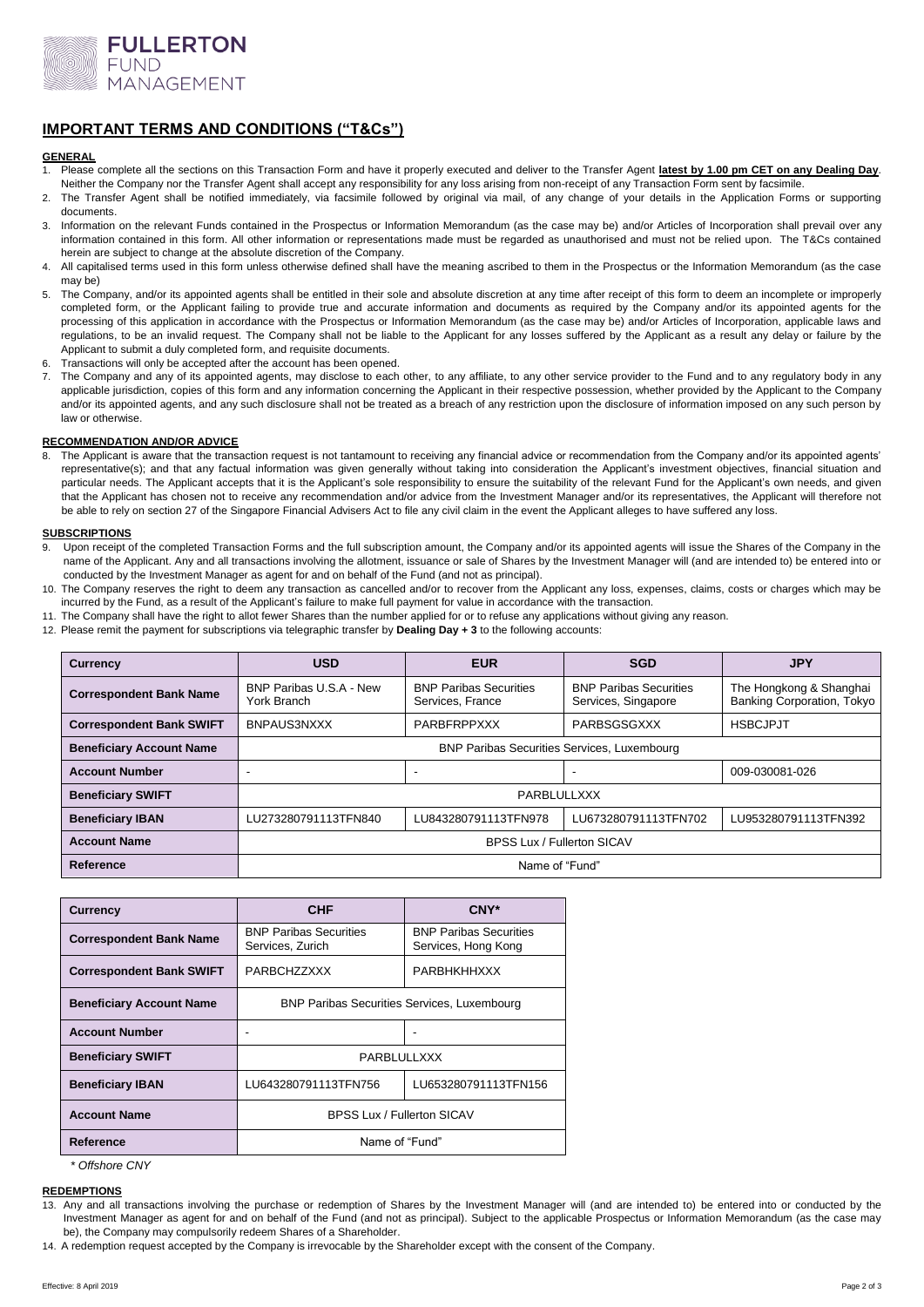## IMPORTANT TERMS AND CONDITIONS ("T&Cs")

### GENERAL

1. Please complete all the sections on this Transaction Form and have it properly executed and deliver to the Transfer Agent **latest by 1.00 pm CET on any Dealing Day**. Neither the Company nor the Transfer Agent shall accept any responsibility for any loss arising from non-receipt of any Transaction Form sent by facsimile.
2. The Transfer Agent shall be notified immediately, via facsimile followed by original via mail, of any change of your details in the Application Forms or supporting documents.
3. Information on the relevant Funds contained in the Prospectus or Information Memorandum (as the case may be) and/or Articles of Incorporation shall prevail over any information contained in this form. All other information or representations made must be regarded as unauthorised and must not be relied upon. The T&Cs contained herein are subject to change at the absolute discretion of the Company.
4. All capitalised terms used in this form unless otherwise defined shall have the meaning ascribed to them in the Prospectus or the Information Memorandum (as the case may be)
5. The Company, and/or its appointed agents shall be entitled in their sole and absolute discretion at any time after receipt of this form to deem an incomplete or improperly completed form, or the Applicant failing to provide true and accurate information and documents as required by the Company and/or its appointed agents for the processing of this application in accordance with the Prospectus or Information Memorandum (as the case may be) and/or Articles of Incorporation, applicable laws and regulations, to be an invalid request. The Company shall not be liable to the Applicant for any losses suffered by the Applicant as a result any delay or failure by the Applicant to submit a duly completed form, and requisite documents.
6. Transactions will only be accepted after the account has been opened.
7. The Company and any of its appointed agents, may disclose to each other, to any affiliate, to any other service provider to the Fund and to any regulatory body in any applicable jurisdiction, copies of this form and any information concerning the Applicant in their respective possession, whether provided by the Applicant to the Company and/or its appointed agents, and any such disclosure shall not be treated as a breach of any restriction upon the disclosure of information imposed on any such person by law or otherwise.

### RECOMMENDATION AND/OR ADVICE

8. The Applicant is aware that the transaction request is not tantamount to receiving any financial advice or recommendation from the Company and/or its appointed agents' representative(s); and that any factual information was given generally without taking into consideration the Applicant's investment objectives, financial situation and particular needs. The Applicant accepts that it is the Applicant's sole responsibility to ensure the suitability of the relevant Fund for the Applicant's own needs, and given that the Applicant has chosen not to receive any recommendation and/or advice from the Investment Manager and/or its representatives, the Applicant will therefore not be able to rely on section 27 of the Singapore Financial Advisers Act to file any civil claim in the event the Applicant alleges to have suffered any loss.

### SUBSCRIPTIONS

9. Upon receipt of the completed Transaction Forms and the full subscription amount, the Company and/or its appointed agents will issue the Shares of the Company in the name of the Applicant. Any and all transactions involving the allotment, issuance or sale of Shares by the Investment Manager will (and are intended to) be entered into or conducted by the Investment Manager as agent for and on behalf of the Fund (and not as principal).
10. The Company reserves the right to deem any transaction as cancelled and/or to recover from the Applicant any loss, expenses, claims, costs or charges which may be incurred by the Fund, as a result of the Applicant's failure to make full payment for value in accordance with the transaction.
11. The Company shall have the right to allot fewer Shares than the number applied for or to refuse any applications without giving any reason.
12. Please remit the payment for subscriptions via telegraphic transfer by **Dealing Day + 3** to the following accounts:

| Currency | USD | EUR | SGD | JPY |
|---|---|---|---|---|
| Correspondent Bank Name | BNP Paribas U.S.A - New York Branch | BNP Paribas Securities Services, France | BNP Paribas Securities Services, Singapore | The Hongkong & Shanghai Banking Corporation, Tokyo |
| Correspondent Bank SWIFT | BNPAUS3NXXX | PARBFRPPXXX | PARBSGSGXXX | HSBCJPJT |
| Beneficiary Account Name | BNP Paribas Securities Services, Luxembourg | | | |
| Account Number | - | - | - | 009-030081-026 |
| Beneficiary SWIFT | PARBLULLXXX | | | |
| Beneficiary IBAN | LU273280791113TFN840 | LU843280791113TFN978 | LU673280791113TFN702 | LU953280791113TFN392 |
| Account Name | BPSS Lux / Fullerton SICAV | | | |
| Reference | Name of "Fund" | | | |

| Currency | CHF | CNY* |
|---|---|---|
| Correspondent Bank Name | BNP Paribas Securities Services, Zurich | BNP Paribas Securities Services, Hong Kong |
| Correspondent Bank SWIFT | PARBCHZZXXX | PARBHKHHXXX |
| Beneficiary Account Name | BNP Paribas Securities Services, Luxembourg | |
| Account Number | - | - |
| Beneficiary SWIFT | PARBLULLXXX | |
| Beneficiary IBAN | LU643280791113TFN756 | LU653280791113TFN156 |
| Account Name | BPSS Lux / Fullerton SICAV | |
| Reference | Name of "Fund" | |

*\* Offshore CNY*

### REDEMPTIONS

13. Any and all transactions involving the purchase or redemption of Shares by the Investment Manager will (and are intended to) be entered into or conducted by the Investment Manager as agent for and on behalf of the Fund (and not as principal). Subject to the applicable Prospectus or Information Memorandum (as the case may be), the Company may compulsorily redeem Shares of a Shareholder.
14. A redemption request accepted by the Company is irrevocable by the Shareholder except with the consent of the Company.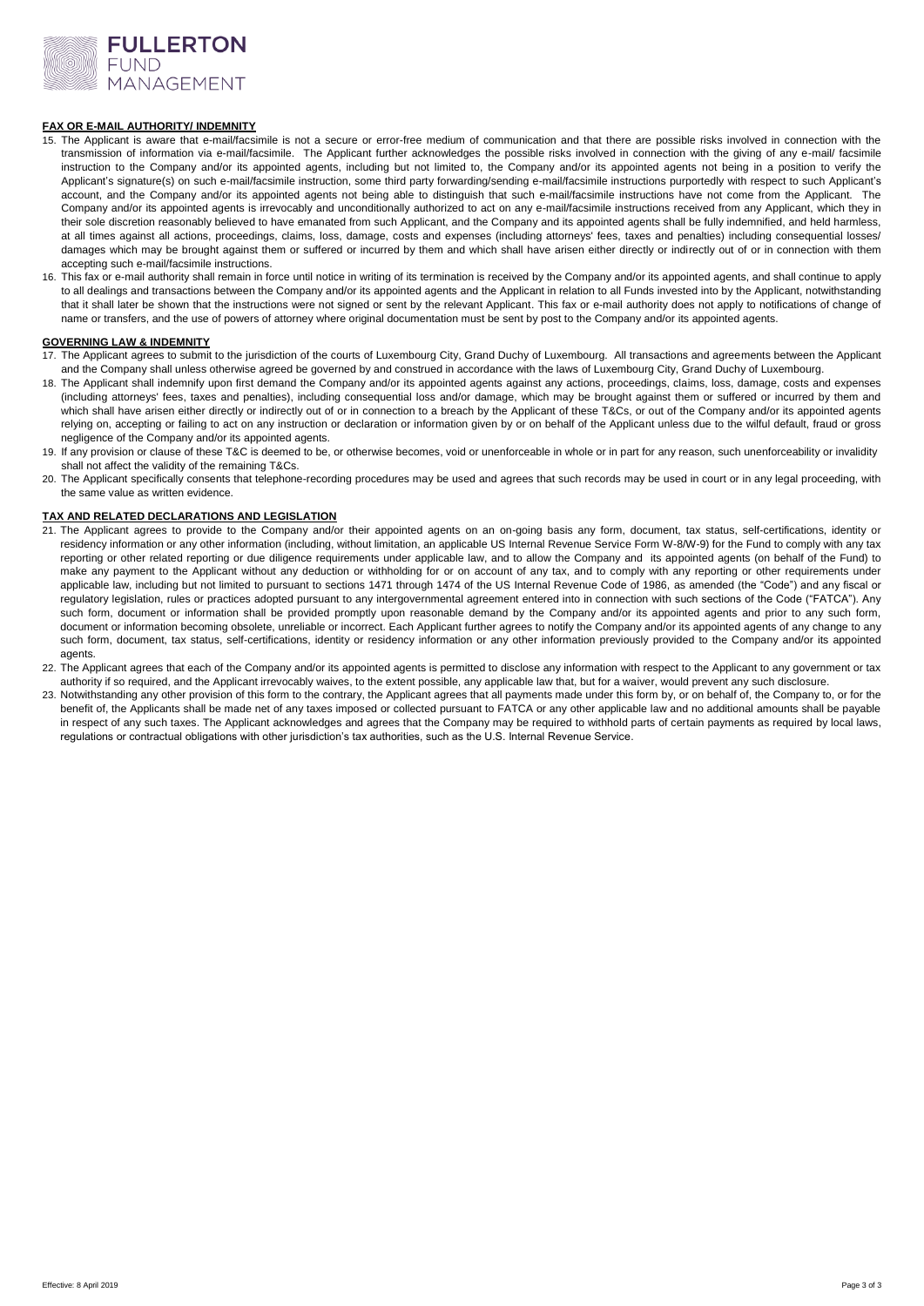**FAX OR E-MAIL AUTHORITY/ INDEMNITY**

15. The Applicant is aware that e-mail/facsimile is not a secure or error-free medium of communication and that there are possible risks involved in connection with the transmission of information via e-mail/facsimile. The Applicant further acknowledges the possible risks involved in connection with the giving of any e-mail/ facsimile instruction to the Company and/or its appointed agents, including but not limited to, the Company and/or its appointed agents not being in a position to verify the Applicant's signature(s) on such e-mail/facsimile instruction, some third party forwarding/sending e-mail/facsimile instructions purportedly with respect to such Applicant's account, and the Company and/or its appointed agents not being able to distinguish that such e-mail/facsimile instructions have not come from the Applicant. The Company and/or its appointed agents is irrevocably and unconditionally authorized to act on any e-mail/facsimile instructions received from any Applicant, which they in their sole discretion reasonably believed to have emanated from such Applicant, and the Company and its appointed agents shall be fully indemnified, and held harmless, at all times against all actions, proceedings, claims, loss, damage, costs and expenses (including attorneys' fees, taxes and penalties) including consequential losses/ damages which may be brought against them or suffered or incurred by them and which shall have arisen either directly or indirectly out of or in connection with them accepting such e-mail/facsimile instructions.
16. This fax or e-mail authority shall remain in force until notice in writing of its termination is received by the Company and/or its appointed agents, and shall continue to apply to all dealings and transactions between the Company and/or its appointed agents and the Applicant in relation to all Funds invested into by the Applicant, notwithstanding that it shall later be shown that the instructions were not signed or sent by the relevant Applicant. This fax or e-mail authority does not apply to notifications of change of name or transfers, and the use of powers of attorney where original documentation must be sent by post to the Company and/or its appointed agents.

**GOVERNING LAW & INDEMNITY**

17. The Applicant agrees to submit to the jurisdiction of the courts of Luxembourg City, Grand Duchy of Luxembourg. All transactions and agreements between the Applicant and the Company shall unless otherwise agreed be governed by and construed in accordance with the laws of Luxembourg City, Grand Duchy of Luxembourg.
18. The Applicant shall indemnify upon first demand the Company and/or its appointed agents against any actions, proceedings, claims, loss, damage, costs and expenses (including attorneys' fees, taxes and penalties), including consequential loss and/or damage, which may be brought against them or suffered or incurred by them and which shall have arisen either directly or indirectly out of or in connection to a breach by the Applicant of these T&Cs, or out of the Company and/or its appointed agents relying on, accepting or failing to act on any instruction or declaration or information given by or on behalf of the Applicant unless due to the wilful default, fraud or gross negligence of the Company and/or its appointed agents.
19. If any provision or clause of these T&C is deemed to be, or otherwise becomes, void or unenforceable in whole or in part for any reason, such unenforceability or invalidity shall not affect the validity of the remaining T&Cs.
20. The Applicant specifically consents that telephone-recording procedures may be used and agrees that such records may be used in court or in any legal proceeding, with the same value as written evidence.

**TAX AND RELATED DECLARATIONS AND LEGISLATION**

21. The Applicant agrees to provide to the Company and/or their appointed agents on an on-going basis any form, document, tax status, self-certifications, identity or residency information or any other information (including, without limitation, an applicable US Internal Revenue Service Form W-8/W-9) for the Fund to comply with any tax reporting or other related reporting or due diligence requirements under applicable law, and to allow the Company and its appointed agents (on behalf of the Fund) to make any payment to the Applicant without any deduction or withholding for or on account of any tax, and to comply with any reporting or other requirements under applicable law, including but not limited to pursuant to sections 1471 through 1474 of the US Internal Revenue Code of 1986, as amended (the "Code") and any fiscal or regulatory legislation, rules or practices adopted pursuant to any intergovernmental agreement entered into in connection with such sections of the Code ("FATCA"). Any such form, document or information shall be provided promptly upon reasonable demand by the Company and/or its appointed agents and prior to any such form, document or information becoming obsolete, unreliable or incorrect. Each Applicant further agrees to notify the Company and/or its appointed agents of any change to any such form, document, tax status, self-certifications, identity or residency information or any other information previously provided to the Company and/or its appointed agents.
22. The Applicant agrees that each of the Company and/or its appointed agents is permitted to disclose any information with respect to the Applicant to any government or tax authority if so required, and the Applicant irrevocably waives, to the extent possible, any applicable law that, but for a waiver, would prevent any such disclosure.
23. Notwithstanding any other provision of this form to the contrary, the Applicant agrees that all payments made under this form by, or on behalf of, the Company to, or for the benefit of, the Applicants shall be made net of any taxes imposed or collected pursuant to FATCA or any other applicable law and no additional amounts shall be payable in respect of any such taxes. The Applicant acknowledges and agrees that the Company may be required to withhold parts of certain payments as required by local laws, regulations or contractual obligations with other jurisdiction's tax authorities, such as the U.S. Internal Revenue Service.

Effective: 8 April 2019